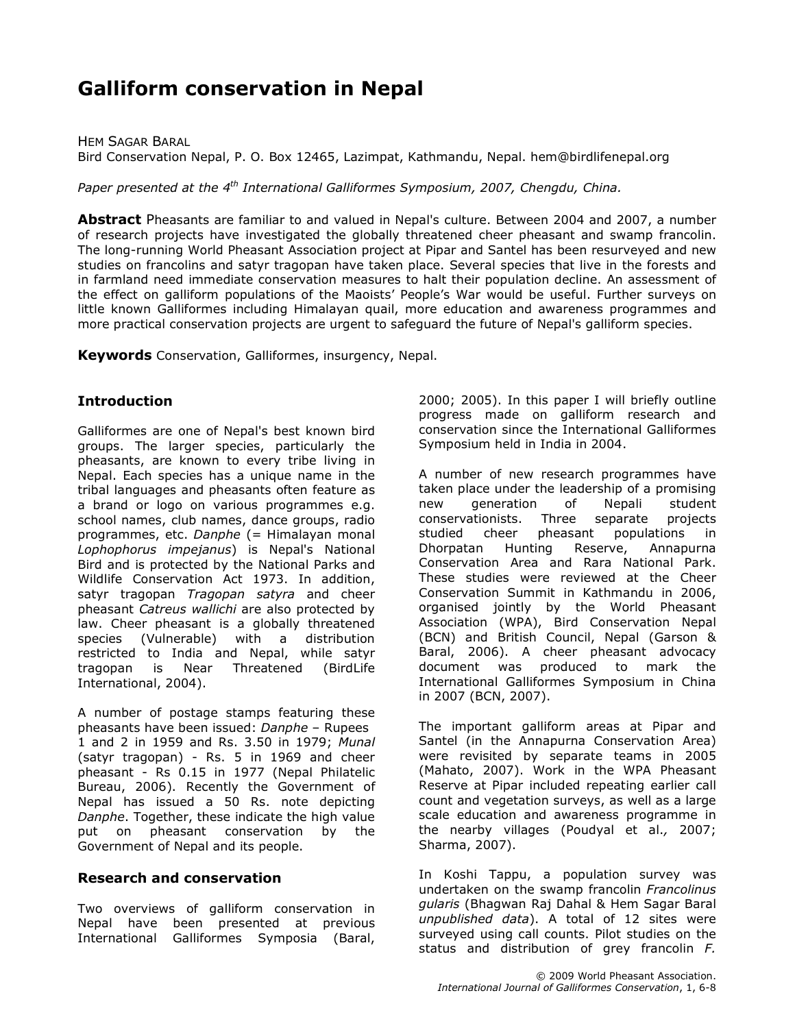# Galliform conservation in Nepal

HEM SAGAR BARAL
Bird Conservation Nepal, P. O. Box 12465, Lazimpat, Kathmandu, Nepal. hem@birdlifenepal.org

*Paper presented at the 4th International Galliformes Symposium, 2007, Chengdu, China.*

**Abstract** Pheasants are familiar to and valued in Nepal's culture. Between 2004 and 2007, a number of research projects have investigated the globally threatened cheer pheasant and swamp francolin. The long-running World Pheasant Association project at Pipar and Santel has been resurveyed and new studies on francolins and satyr tragopan have taken place. Several species that live in the forests and in farmland need immediate conservation measures to halt their population decline. An assessment of the effect on galliform populations of the Maoists' People's War would be useful. Further surveys on little known Galliformes including Himalayan quail, more education and awareness programmes and more practical conservation projects are urgent to safeguard the future of Nepal's galliform species.

**Keywords** Conservation, Galliformes, insurgency, Nepal.

## Introduction

Galliformes are one of Nepal's best known bird groups. The larger species, particularly the pheasants, are known to every tribe living in Nepal. Each species has a unique name in the tribal languages and pheasants often feature as a brand or logo on various programmes e.g. school names, club names, dance groups, radio programmes, etc. *Danphe* (= Himalayan monal *Lophophorus impejanus*) is Nepal's National Bird and is protected by the National Parks and Wildlife Conservation Act 1973. In addition, satyr tragopan *Tragopan satyra* and cheer pheasant *Catreus wallichi* are also protected by law. Cheer pheasant is a globally threatened species (Vulnerable) with a distribution restricted to India and Nepal, while satyr tragopan is Near Threatened (BirdLife International, 2004).

A number of postage stamps featuring these pheasants have been issued: *Danphe* – Rupees 1 and 2 in 1959 and Rs. 3.50 in 1979; *Munal* (satyr tragopan) - Rs. 5 in 1969 and cheer pheasant - Rs 0.15 in 1977 (Nepal Philatelic Bureau, 2006). Recently the Government of Nepal has issued a 50 Rs. note depicting *Danphe*. Together, these indicate the high value put on pheasant conservation by the Government of Nepal and its people.

## Research and conservation

Two overviews of galliform conservation in Nepal have been presented at previous International Galliformes Symposia (Baral, 2000; 2005). In this paper I will briefly outline progress made on galliform research and conservation since the International Galliformes Symposium held in India in 2004.

A number of new research programmes have taken place under the leadership of a promising new generation of Nepali student conservationists. Three separate projects studied cheer pheasant populations in Dhorpatan Hunting Reserve, Annapurna Conservation Area and Rara National Park. These studies were reviewed at the Cheer Conservation Summit in Kathmandu in 2006, organised jointly by the World Pheasant Association (WPA), Bird Conservation Nepal (BCN) and British Council, Nepal (Garson & Baral, 2006). A cheer pheasant advocacy document was produced to mark the International Galliformes Symposium in China in 2007 (BCN, 2007).

The important galliform areas at Pipar and Santel (in the Annapurna Conservation Area) were revisited by separate teams in 2005 (Mahato, 2007). Work in the WPA Pheasant Reserve at Pipar included repeating earlier call count and vegetation surveys, as well as a large scale education and awareness programme in the nearby villages (Poudyal et al., 2007; Sharma, 2007).

In Koshi Tappu, a population survey was undertaken on the swamp francolin *Francolinus gularis* (Bhagwan Raj Dahal & Hem Sagar Baral *unpublished data*). A total of 12 sites were surveyed using call counts. Pilot studies on the status and distribution of grey francolin *F.*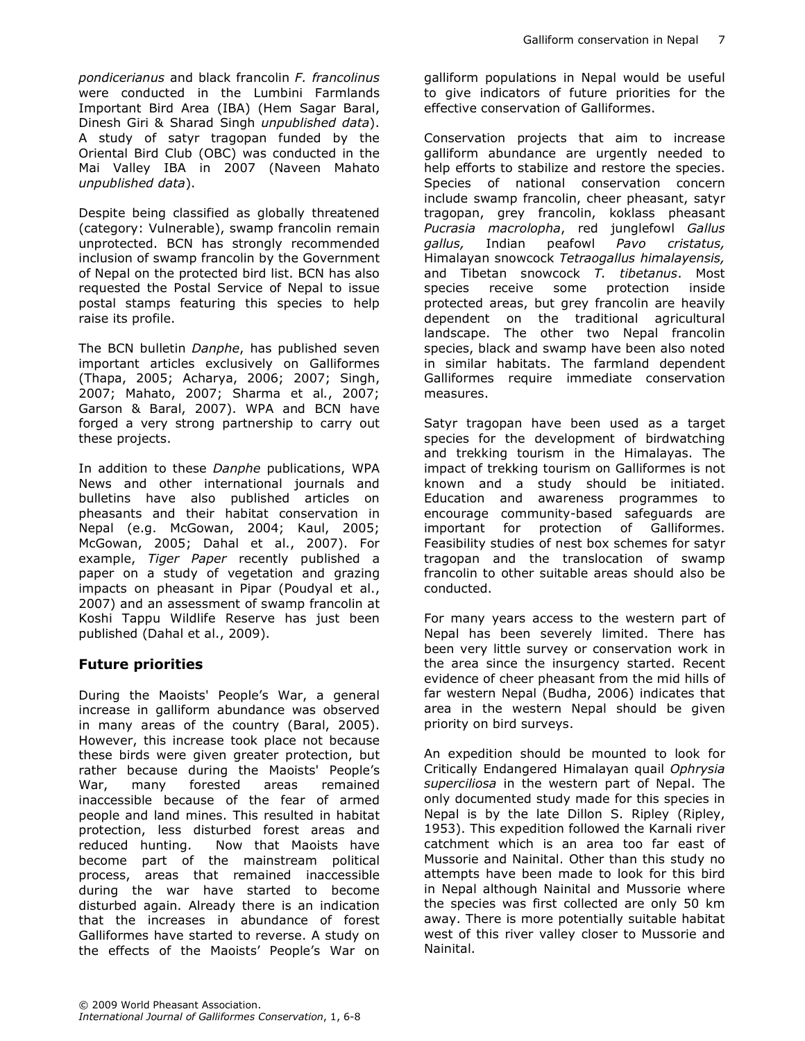*pondicerianus* and black francolin *F. francolinus* were conducted in the Lumbini Farmlands Important Bird Area (IBA) (Hem Sagar Baral, Dinesh Giri & Sharad Singh *unpublished data*). A study of satyr tragopan funded by the Oriental Bird Club (OBC) was conducted in the Mai Valley IBA in 2007 (Naveen Mahato *unpublished data*).

Despite being classified as globally threatened (category: Vulnerable), swamp francolin remain unprotected. BCN has strongly recommended inclusion of swamp francolin by the Government of Nepal on the protected bird list. BCN has also requested the Postal Service of Nepal to issue postal stamps featuring this species to help raise its profile.

The BCN bulletin *Danphe*, has published seven important articles exclusively on Galliformes (Thapa, 2005; Acharya, 2006; 2007; Singh, 2007; Mahato, 2007; Sharma et al., 2007; Garson & Baral, 2007). WPA and BCN have forged a very strong partnership to carry out these projects.

In addition to these *Danphe* publications, WPA News and other international journals and bulletins have also published articles on pheasants and their habitat conservation in Nepal (e.g. McGowan, 2004; Kaul, 2005; McGowan, 2005; Dahal et al., 2007). For example, *Tiger Paper* recently published a paper on a study of vegetation and grazing impacts on pheasant in Pipar (Poudyal et al., 2007) and an assessment of swamp francolin at Koshi Tappu Wildlife Reserve has just been published (Dahal et al., 2009).

## Future priorities

During the Maoists' People's War, a general increase in galliform abundance was observed in many areas of the country (Baral, 2005). However, this increase took place not because these birds were given greater protection, but rather because during the Maoists' People's War, many forested areas remained inaccessible because of the fear of armed people and land mines. This resulted in habitat protection, less disturbed forest areas and reduced hunting. Now that Maoists have become part of the mainstream political process, areas that remained inaccessible during the war have started to become disturbed again. Already there is an indication that the increases in abundance of forest Galliformes have started to reverse. A study on the effects of the Maoists' People's War on galliform populations in Nepal would be useful to give indicators of future priorities for the effective conservation of Galliformes.

Conservation projects that aim to increase galliform abundance are urgently needed to help efforts to stabilize and restore the species. Species of national conservation concern include swamp francolin, cheer pheasant, satyr tragopan, grey francolin, koklass pheasant *Pucrasia macrolopha*, red junglefowl *Gallus gallus,* Indian peafowl *Pavo cristatus,* Himalayan snowcock *Tetraogallus himalayensis,* and Tibetan snowcock *T. tibetanus*. Most species receive some protection inside protected areas, but grey francolin are heavily dependent on the traditional agricultural landscape. The other two Nepal francolin species, black and swamp have been also noted in similar habitats. The farmland dependent Galliformes require immediate conservation measures.

Satyr tragopan have been used as a target species for the development of birdwatching and trekking tourism in the Himalayas. The impact of trekking tourism on Galliformes is not known and a study should be initiated. Education and awareness programmes to encourage community-based safeguards are important for protection of Galliformes. Feasibility studies of nest box schemes for satyr tragopan and the translocation of swamp francolin to other suitable areas should also be conducted.

For many years access to the western part of Nepal has been severely limited. There has been very little survey or conservation work in the area since the insurgency started. Recent evidence of cheer pheasant from the mid hills of far western Nepal (Budha, 2006) indicates that area in the western Nepal should be given priority on bird surveys.

An expedition should be mounted to look for Critically Endangered Himalayan quail *Ophrysia superciliosa* in the western part of Nepal. The only documented study made for this species in Nepal is by the late Dillon S. Ripley (Ripley, 1953). This expedition followed the Karnali river catchment which is an area too far east of Mussorie and Nainital. Other than this study no attempts have been made to look for this bird in Nepal although Nainital and Mussorie where the species was first collected are only 50 km away. There is more potentially suitable habitat west of this river valley closer to Mussorie and Nainital.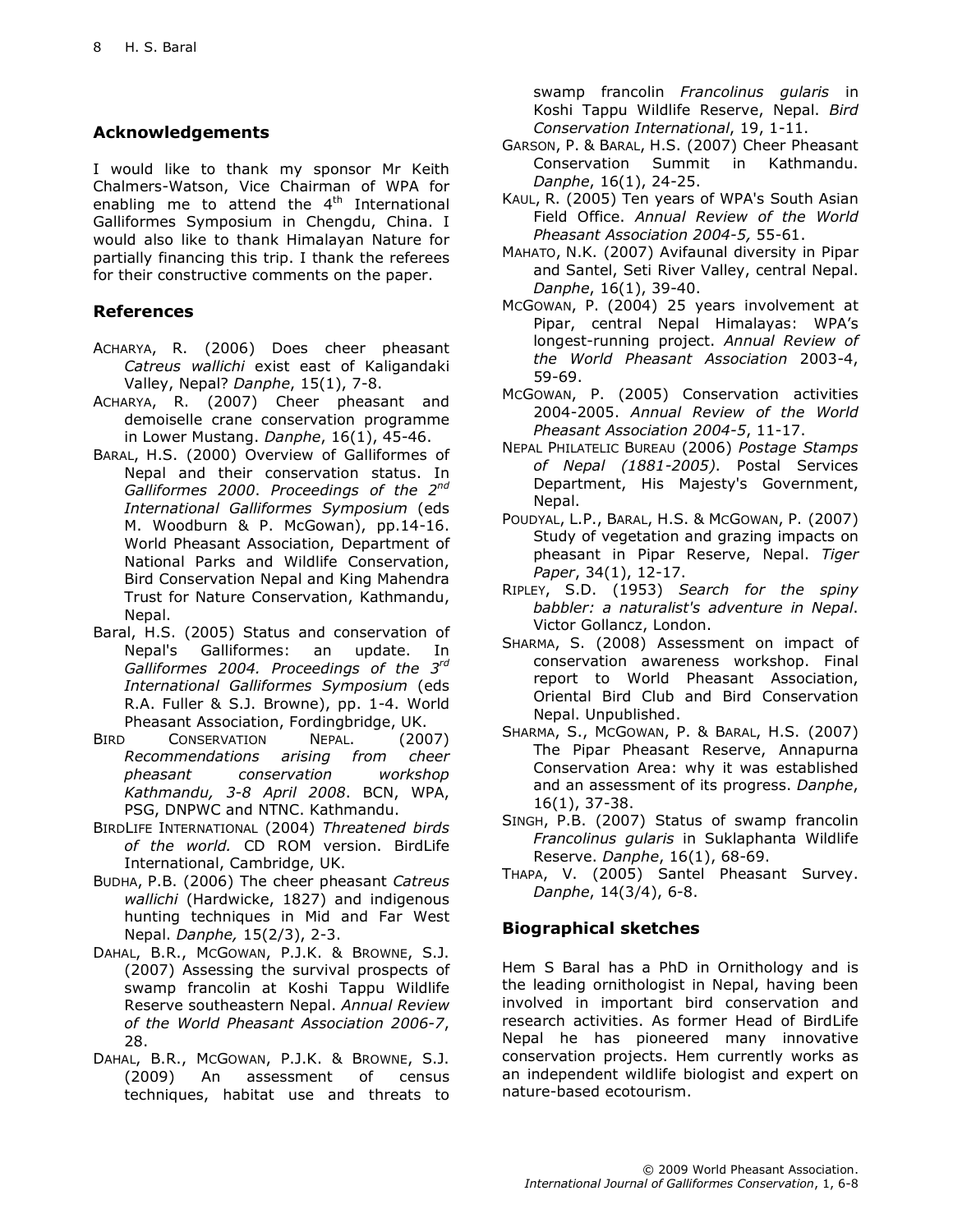## Acknowledgements

I would like to thank my sponsor Mr Keith Chalmers-Watson, Vice Chairman of WPA for enabling me to attend the 4th International Galliformes Symposium in Chengdu, China. I would also like to thank Himalayan Nature for partially financing this trip. I thank the referees for their constructive comments on the paper.

## References

ACHARYA, R. (2006) Does cheer pheasant *Catreus wallichi* exist east of Kaligandaki Valley, Nepal? *Danphe*, 15(1), 7-8.

ACHARYA, R. (2007) Cheer pheasant and demoiselle crane conservation programme in Lower Mustang. *Danphe*, 16(1), 45-46.

BARAL, H.S. (2000) Overview of Galliformes of Nepal and their conservation status. In *Galliformes 2000. Proceedings of the 2nd International Galliformes Symposium* (eds M. Woodburn & P. McGowan), pp.14-16. World Pheasant Association, Department of National Parks and Wildlife Conservation, Bird Conservation Nepal and King Mahendra Trust for Nature Conservation, Kathmandu, Nepal.

Baral, H.S. (2005) Status and conservation of Nepal's Galliformes: an update. In *Galliformes 2004. Proceedings of the 3rd International Galliformes Symposium* (eds R.A. Fuller & S.J. Browne), pp. 1-4. World Pheasant Association, Fordingbridge, UK.

BIRD CONSERVATION NEPAL. (2007) *Recommendations arising from cheer pheasant conservation workshop Kathmandu, 3-8 April 2008*. BCN, WPA, PSG, DNPWC and NTNC. Kathmandu.

BIRDLIFE INTERNATIONAL (2004) *Threatened birds of the world.* CD ROM version. BirdLife International, Cambridge, UK.

BUDHA, P.B. (2006) The cheer pheasant *Catreus wallichi* (Hardwicke, 1827) and indigenous hunting techniques in Mid and Far West Nepal. *Danphe,* 15(2/3), 2-3.

DAHAL, B.R., MCGOWAN, P.J.K. & BROWNE, S.J. (2007) Assessing the survival prospects of swamp francolin at Koshi Tappu Wildlife Reserve southeastern Nepal. *Annual Review of the World Pheasant Association 2006-7*, 28.

DAHAL, B.R., MCGOWAN, P.J.K. & BROWNE, S.J. (2009) An assessment of census techniques, habitat use and threats to swamp francolin *Francolinus gularis* in Koshi Tappu Wildlife Reserve, Nepal. *Bird Conservation International*, 19, 1-11.

GARSON, P. & BARAL, H.S. (2007) Cheer Pheasant Conservation Summit in Kathmandu. *Danphe*, 16(1), 24-25.

KAUL, R. (2005) Ten years of WPA's South Asian Field Office. *Annual Review of the World Pheasant Association 2004-5,* 55-61.

MAHATO, N.K. (2007) Avifaunal diversity in Pipar and Santel, Seti River Valley, central Nepal. *Danphe*, 16(1), 39-40.

MCGOWAN, P. (2004) 25 years involvement at Pipar, central Nepal Himalayas: WPA's longest-running project. *Annual Review of the World Pheasant Association* 2003-4, 59-69.

MCGOWAN, P. (2005) Conservation activities 2004-2005. *Annual Review of the World Pheasant Association 2004-5*, 11-17.

NEPAL PHILATELIC BUREAU (2006) *Postage Stamps of Nepal (1881-2005)*. Postal Services Department, His Majesty's Government, Nepal.

POUDYAL, L.P., BARAL, H.S. & MCGOWAN, P. (2007) Study of vegetation and grazing impacts on pheasant in Pipar Reserve, Nepal. *Tiger Paper*, 34(1), 12-17.

RIPLEY, S.D. (1953) *Search for the spiny babbler: a naturalist's adventure in Nepal*. Victor Gollancz, London.

SHARMA, S. (2008) Assessment on impact of conservation awareness workshop. Final report to World Pheasant Association, Oriental Bird Club and Bird Conservation Nepal. Unpublished.

SHARMA, S., MCGOWAN, P. & BARAL, H.S. (2007) The Pipar Pheasant Reserve, Annapurna Conservation Area: why it was established and an assessment of its progress. *Danphe*, 16(1), 37-38.

SINGH, P.B. (2007) Status of swamp francolin *Francolinus gularis* in Suklaphanta Wildlife Reserve. *Danphe*, 16(1), 68-69.

THAPA, V. (2005) Santel Pheasant Survey. *Danphe*, 14(3/4), 6-8.

## Biographical sketches

Hem S Baral has a PhD in Ornithology and is the leading ornithologist in Nepal, having been involved in important bird conservation and research activities. As former Head of BirdLife Nepal he has pioneered many innovative conservation projects. Hem currently works as an independent wildlife biologist and expert on nature-based ecotourism.

© 2009 World Pheasant Association.